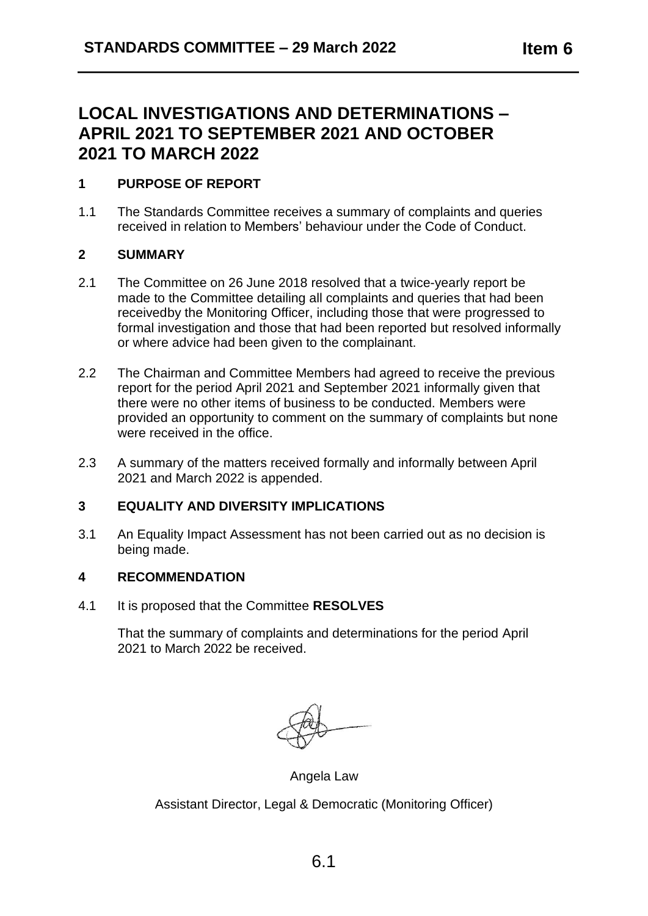**STANDARDS COMMITTEE – 29 March 2022** **Item 6**

# LOCAL INVESTIGATIONS AND DETERMINATIONS – APRIL 2021 TO SEPTEMBER 2021 AND OCTOBER 2021 TO MARCH 2022

## 1 PURPOSE OF REPORT

1.1 The Standards Committee receives a summary of complaints and queries received in relation to Members' behaviour under the Code of Conduct.

## 2 SUMMARY

2.1 The Committee on 26 June 2018 resolved that a twice-yearly report be made to the Committee detailing all complaints and queries that had been receivedby the Monitoring Officer, including those that were progressed to formal investigation and those that had been reported but resolved informally or where advice had been given to the complainant.

2.2 The Chairman and Committee Members had agreed to receive the previous report for the period April 2021 and September 2021 informally given that there were no other items of business to be conducted. Members were provided an opportunity to comment on the summary of complaints but none were received in the office.

2.3 A summary of the matters received formally and informally between April 2021 and March 2022 is appended.

## 3 EQUALITY AND DIVERSITY IMPLICATIONS

3.1 An Equality Impact Assessment has not been carried out as no decision is being made.

## 4 RECOMMENDATION

4.1 It is proposed that the Committee **RESOLVES**

That the summary of complaints and determinations for the period April 2021 to March 2022 be received.

Angela Law

Assistant Director, Legal & Democratic (Monitoring Officer)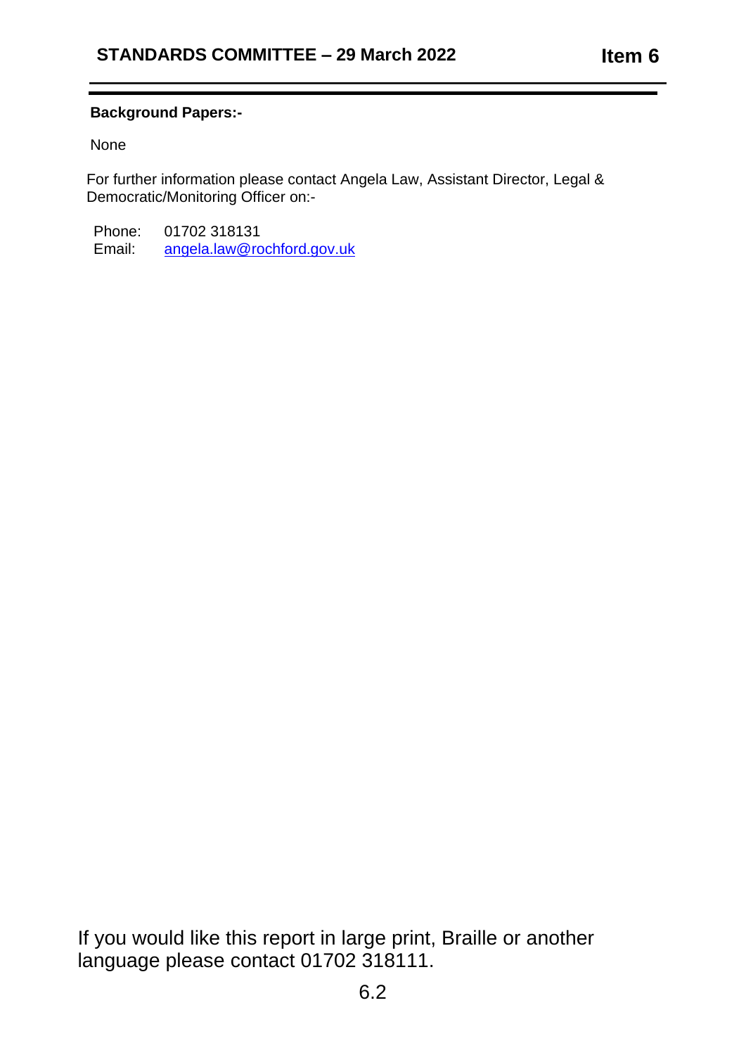**Background Papers:-**

None

For further information please contact Angela Law, Assistant Director, Legal & Democratic/Monitoring Officer on:-

Phone: 01702 318131
Email: angela.law@rochford.gov.uk

If you would like this report in large print, Braille or another language please contact 01702 318111.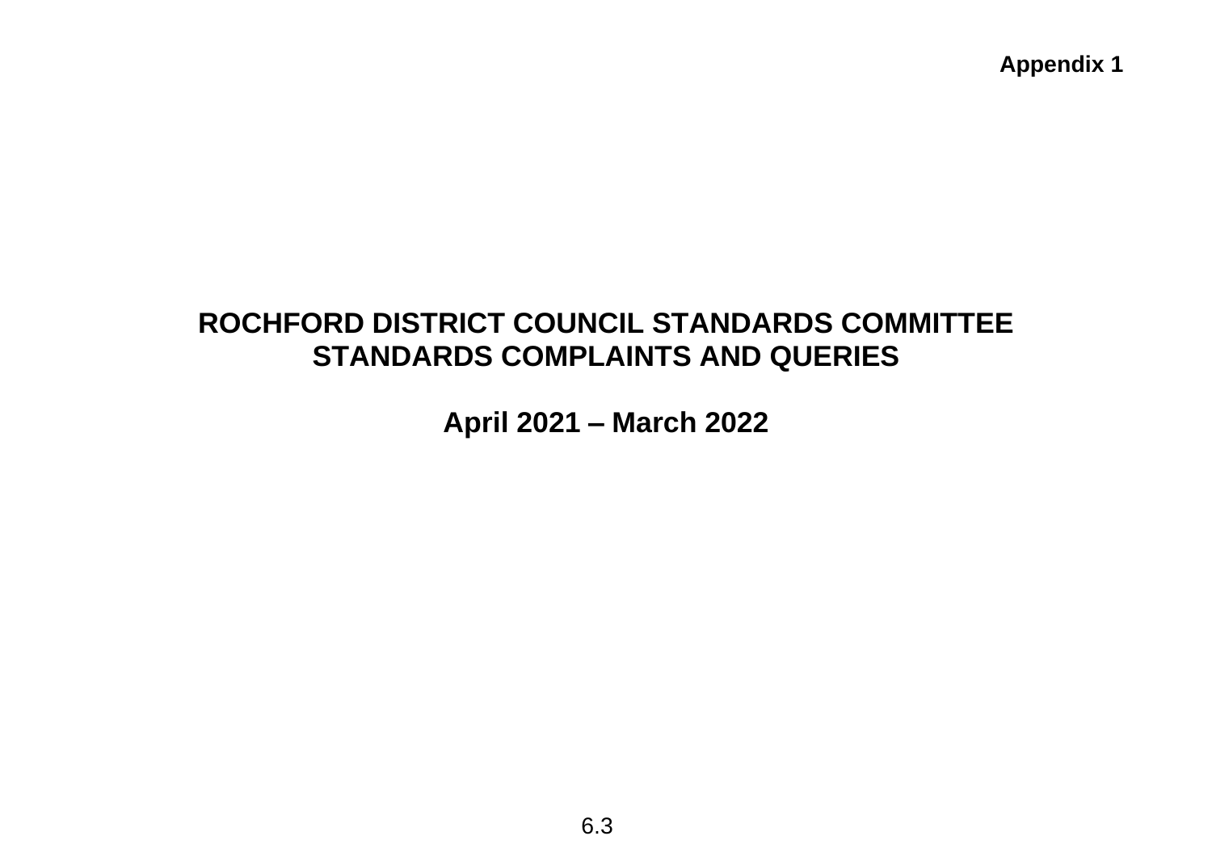**Appendix 1**

# ROCHFORD DISTRICT COUNCIL STANDARDS COMMITTEE
# STANDARDS COMPLAINTS AND QUERIES

## April 2021 – March 2022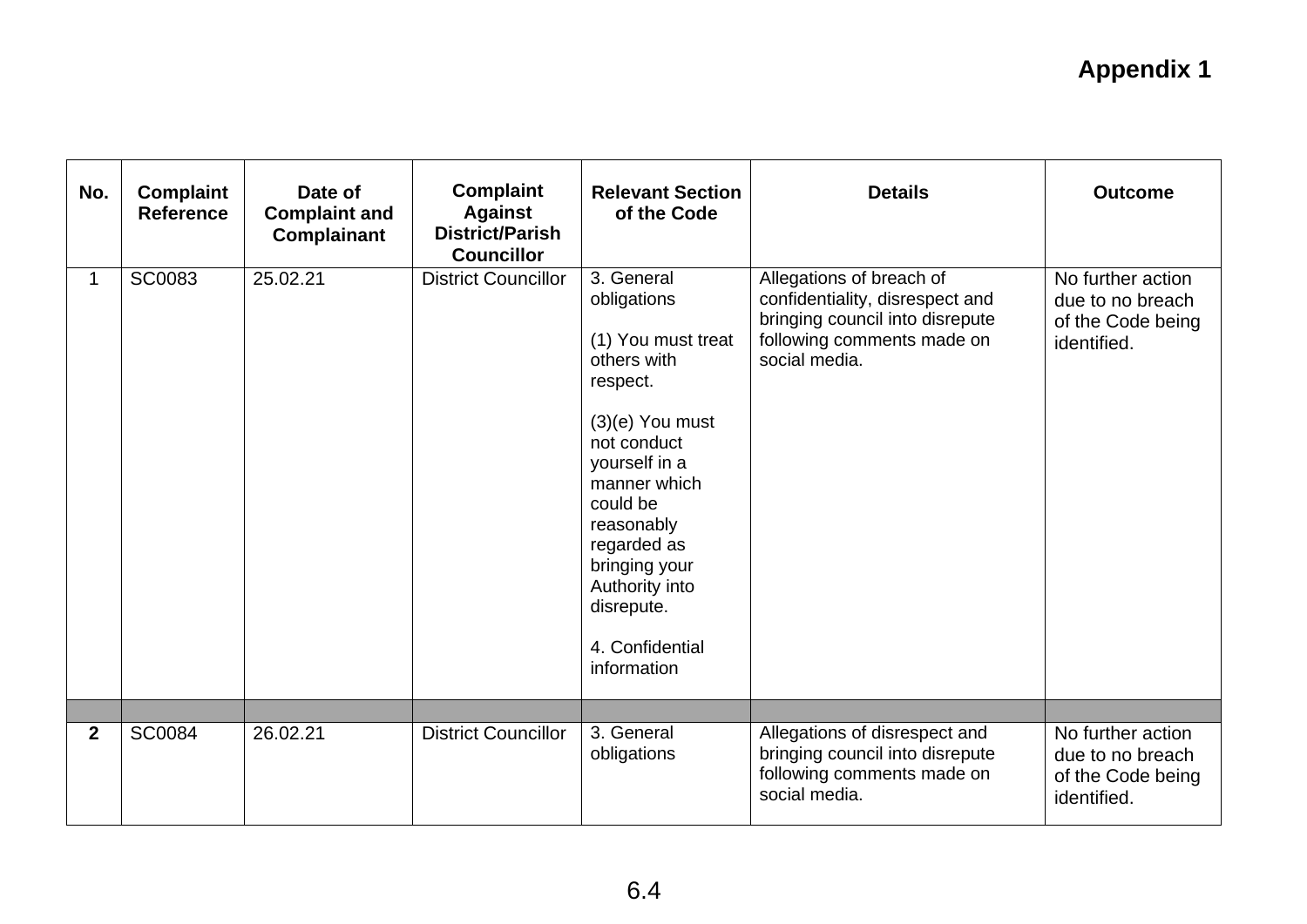**Appendix 1**

| No. | Complaint Reference | Date of Complaint and Complainant | Complaint Against District/Parish Councillor | Relevant Section of the Code | Details | Outcome |
|---|---|---|---|---|---|---|
| 1 | SC0083 | 25.02.21 | District Councillor | 3. General obligations<br><br>(1) You must treat others with respect.<br><br>(3)(e) You must not conduct yourself in a manner which could be reasonably regarded as bringing your Authority into disrepute.<br><br>4. Confidential information | Allegations of breach of confidentiality, disrespect and bringing council into disrepute following comments made on social media. | No further action due to no breach of the Code being identified. |
| | | | | | | |
| **2** | SC0084 | 26.02.21 | District Councillor | 3. General obligations | Allegations of disrespect and bringing council into disrepute following comments made on social media. | No further action due to no breach of the Code being identified. |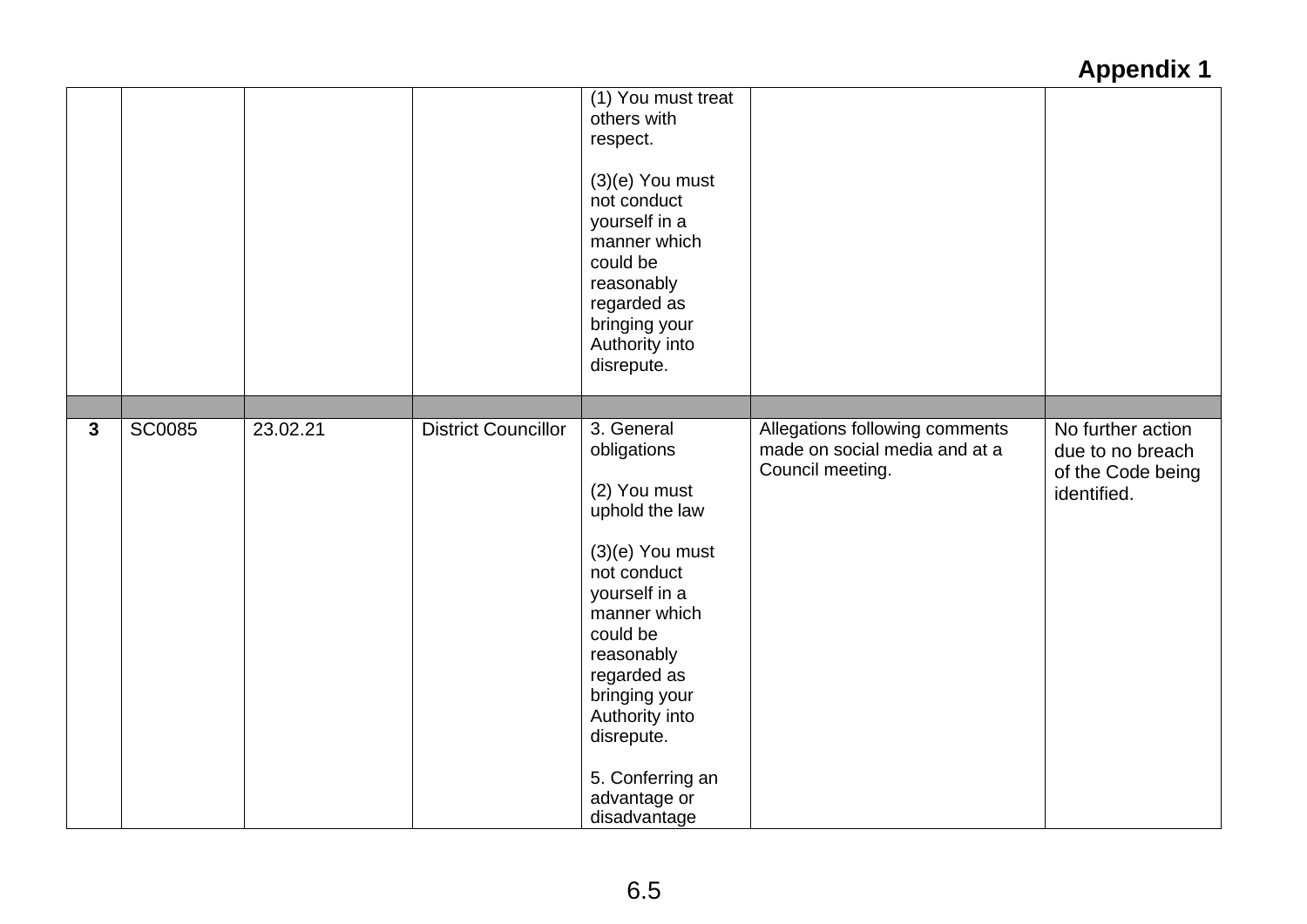**Appendix 1**

| | | | | | | |
|---|---|---|---|---|---|---|
| | | | | (1) You must treat others with respect.<br><br>(3)(e) You must not conduct yourself in a manner which could be reasonably regarded as bringing your Authority into disrepute. | | |
| | | | | | | |
| **3** | SC0085 | 23.02.21 | District Councillor | 3. General obligations<br><br>(2) You must uphold the law<br><br>(3)(e) You must not conduct yourself in a manner which could be reasonably regarded as bringing your Authority into disrepute.<br><br>5. Conferring an advantage or disadvantage | Allegations following comments made on social media and at a Council meeting. | No further action due to no breach of the Code being identified. |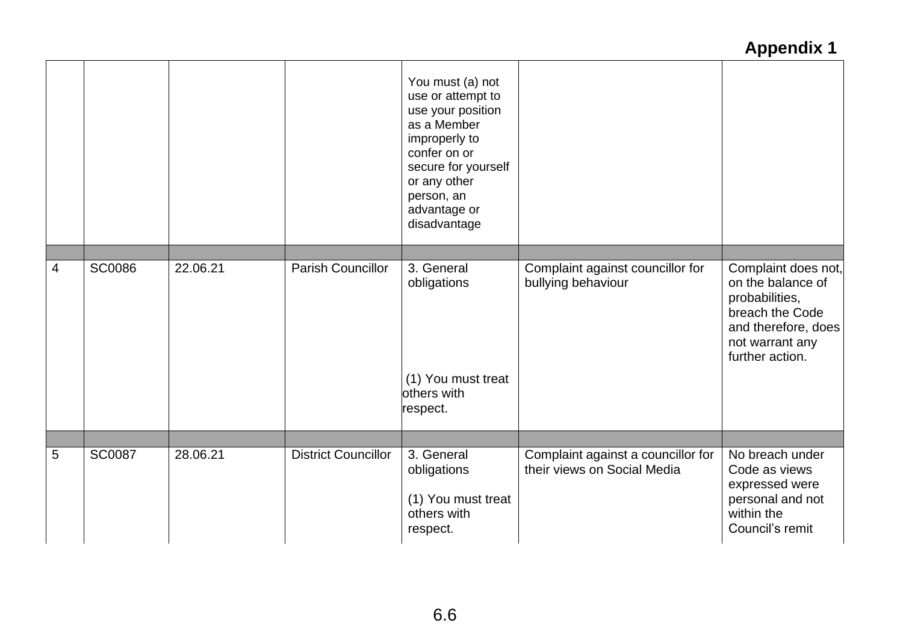**Appendix 1**

| | | | | | | |
|---|---|---|---|---|---|---|
| | | | | You must (a) not use or attempt to use your position as a Member improperly to confer on or secure for yourself or any other person, an advantage or disadvantage | | |
| | | | | | | |
| 4 | SC0086 | 22.06.21 | Parish Councillor | 3. General obligations<br><br>(1) You must treat others with respect. | Complaint against councillor for bullying behaviour | Complaint does not, on the balance of probabilities, breach the Code and therefore, does not warrant any further action. |
| | | | | | | |
| 5 | SC0087 | 28.06.21 | District Councillor | 3. General obligations<br><br>(1) You must treat others with respect. | Complaint against a councillor for their views on Social Media | No breach under Code as views expressed were personal and not within the Council's remit |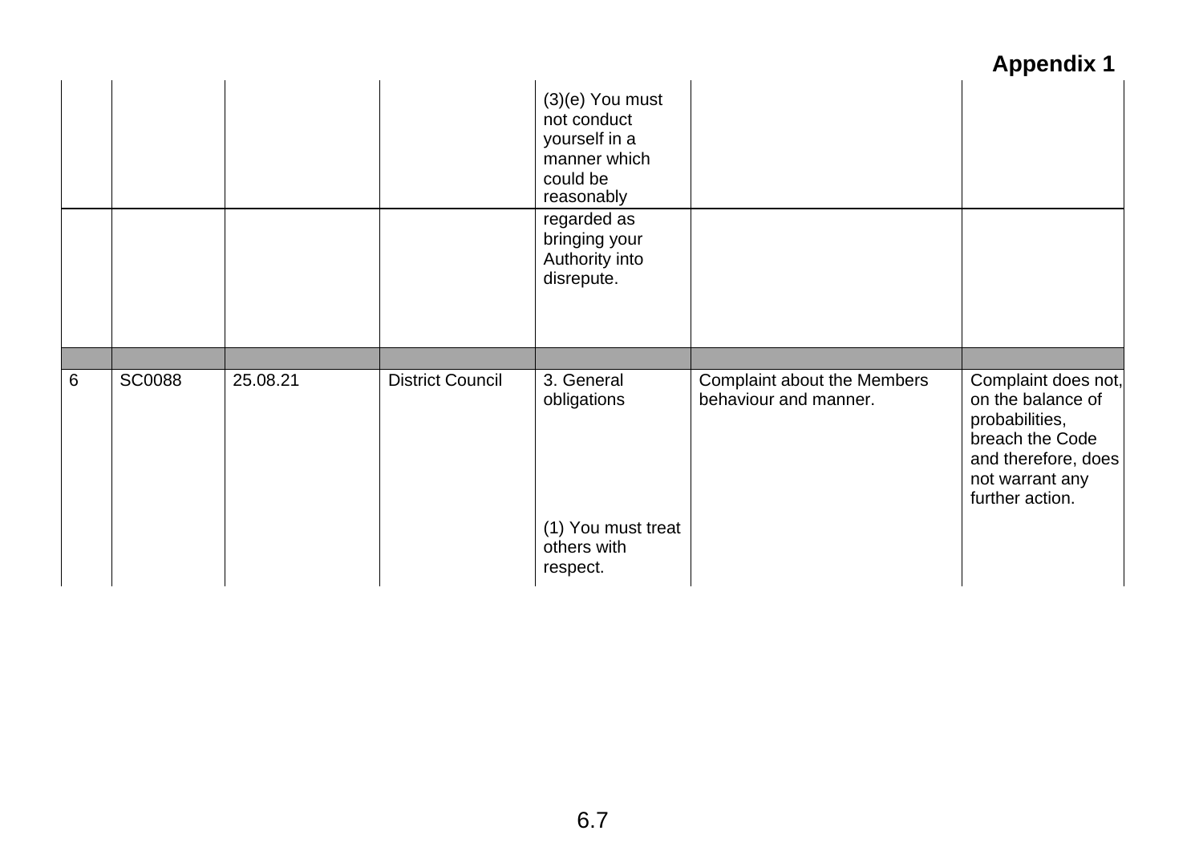**Appendix 1**

| | | | | | | |
|---|---|---|---|---|---|---|
| | | | | (3)(e) You must not conduct yourself in a manner which could be reasonably | | |
| | | | | regarded as bringing your Authority into disrepute. | | |
| | | | | | | |
| 6 | SC0088 | 25.08.21 | District Council | 3. General obligations<br><br>(1) You must treat others with respect. | Complaint about the Members behaviour and manner. | Complaint does not, on the balance of probabilities, breach the Code and therefore, does not warrant any further action. |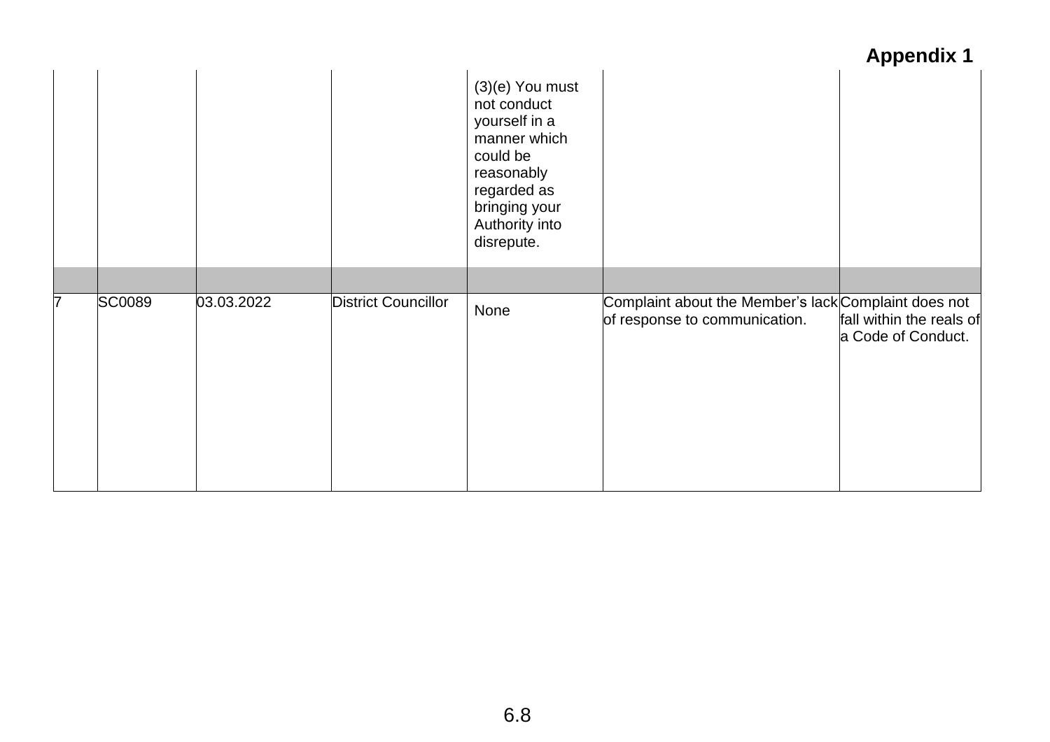**Appendix 1**

| | | | | | | |
|---|---|---|---|---|---|---|
| | | | | (3)(e) You must not conduct yourself in a manner which could be reasonably regarded as bringing your Authority into disrepute. | | |
| | | | | | | |
| 7 | SC0089 | 03.03.2022 | District Councillor | None | Complaint about the Member's lack of response to communication. | Complaint does not fall within the reals of a Code of Conduct. |